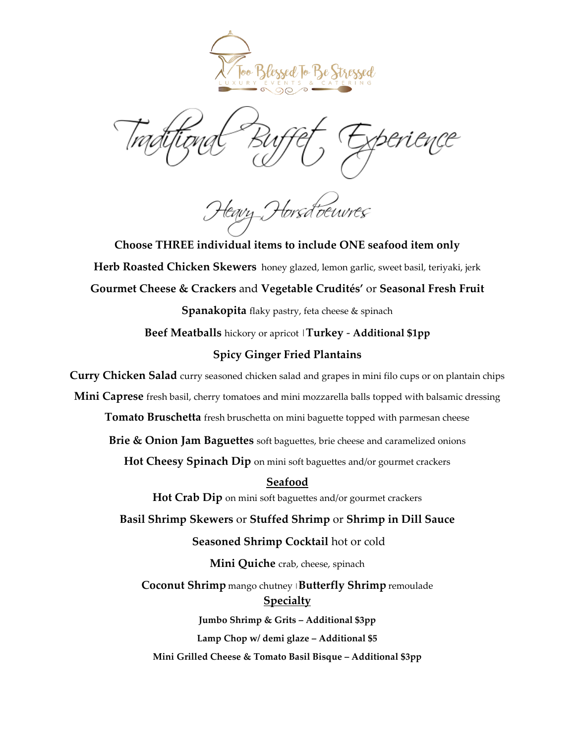Too Blessed To Be Stressed

LUXURY EVENTS & CATERING

# Traditional Buffet Experience

## Heavy Horsd'oeuvres

**Choose THREE individual items to include ONE seafood item only**

**Herb Roasted Chicken Skewers** honey glazed, lemon garlic, sweet basil, teriyaki, jerk

**Gourmet Cheese & Crackers** and **Vegetable Crudités'** or **Seasonal Fresh Fruit**

**Spanakopita** flaky pastry, feta cheese & spinach

**Beef Meatballs** hickory or apricot | **Turkey - Additional $1pp**

**Spicy Ginger Fried Plantains**

**Curry Chicken Salad** curry seasoned chicken salad and grapes in mini filo cups or on plantain chips

**Mini Caprese** fresh basil, cherry tomatoes and mini mozzarella balls topped with balsamic dressing

**Tomato Bruschetta** fresh bruschetta on mini baguette topped with parmesan cheese

**Brie & Onion Jam Baguettes** soft baguettes, brie cheese and caramelized onions

**Hot Cheesy Spinach Dip** on mini soft baguettes and/or gourmet crackers

### Seafood

**Hot Crab Dip** on mini soft baguettes and/or gourmet crackers

**Basil Shrimp Skewers** or **Stuffed Shrimp** or **Shrimp in Dill Sauce**

**Seasoned Shrimp Cocktail** hot or cold

**Mini Quiche** crab, cheese, spinach

**Coconut Shrimp** mango chutney | **Butterfly Shrimp** remoulade

### Specialty

**Jumbo Shrimp & Grits – Additional $3pp**

**Lamp Chop w/ demi glaze – Additional $5**

**Mini Grilled Cheese & Tomato Basil Bisque – Additional $3pp**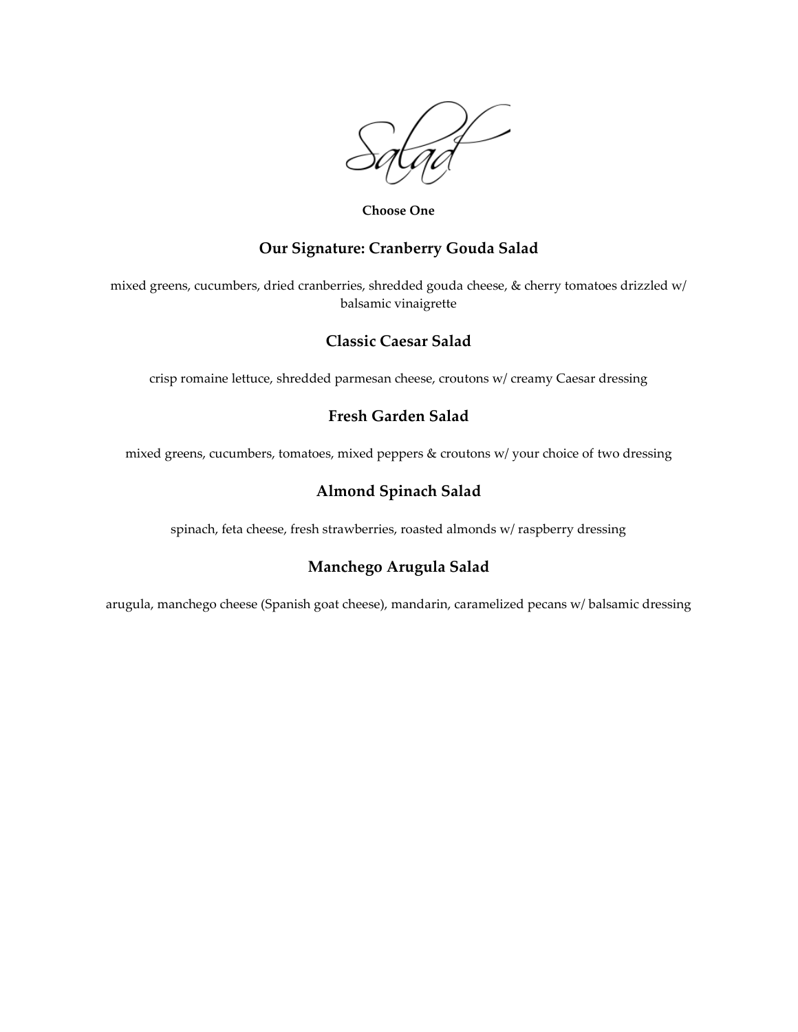# Salad

**Choose One**

## Our Signature: Cranberry Gouda Salad

mixed greens, cucumbers, dried cranberries, shredded gouda cheese, & cherry tomatoes drizzled w/ balsamic vinaigrette

## Classic Caesar Salad

crisp romaine lettuce, shredded parmesan cheese, croutons w/ creamy Caesar dressing

## Fresh Garden Salad

mixed greens, cucumbers, tomatoes, mixed peppers & croutons w/ your choice of two dressing

## Almond Spinach Salad

spinach, feta cheese, fresh strawberries, roasted almonds w/ raspberry dressing

## Manchego Arugula Salad

arugula, manchego cheese (Spanish goat cheese), mandarin, caramelized pecans w/ balsamic dressing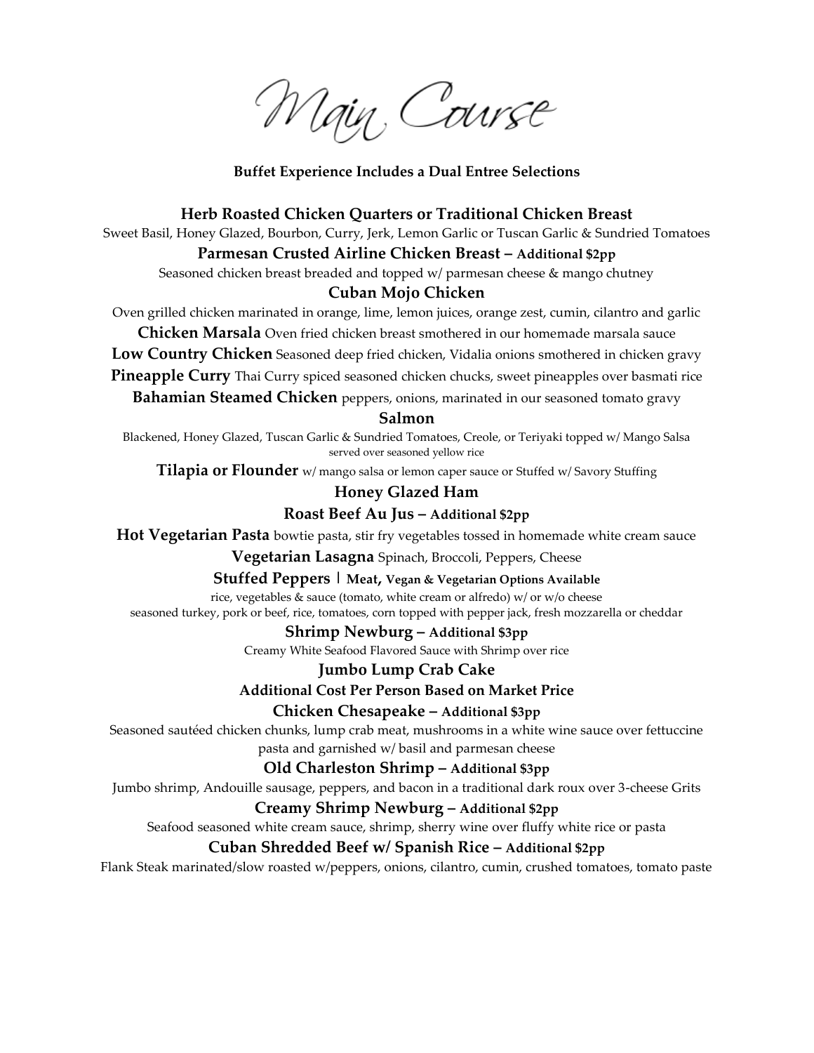# Main Course

**Buffet Experience Includes a Dual Entree Selections**

**Herb Roasted Chicken Quarters or Traditional Chicken Breast**
Sweet Basil, Honey Glazed, Bourbon, Curry, Jerk, Lemon Garlic or Tuscan Garlic & Sundried Tomatoes

**Parmesan Crusted Airline Chicken Breast – Additional $2pp**
Seasoned chicken breast breaded and topped w/ parmesan cheese & mango chutney

**Cuban Mojo Chicken**
Oven grilled chicken marinated in orange, lime, lemon juices, orange zest, cumin, cilantro and garlic

**Chicken Marsala** Oven fried chicken breast smothered in our homemade marsala sauce

**Low Country Chicken** Seasoned deep fried chicken, Vidalia onions smothered in chicken gravy

**Pineapple Curry** Thai Curry spiced seasoned chicken chucks, sweet pineapples over basmati rice

**Bahamian Steamed Chicken** peppers, onions, marinated in our seasoned tomato gravy

**Salmon**
Blackened, Honey Glazed, Tuscan Garlic & Sundried Tomatoes, Creole, or Teriyaki topped w/ Mango Salsa
served over seasoned yellow rice

**Tilapia or Flounder** w/ mango salsa or lemon caper sauce or Stuffed w/ Savory Stuffing

**Honey Glazed Ham**

**Roast Beef Au Jus – Additional $2pp**

**Hot Vegetarian Pasta** bowtie pasta, stir fry vegetables tossed in homemade white cream sauce

**Vegetarian Lasagna** Spinach, Broccoli, Peppers, Cheese

**Stuffed Peppers | Meat, Vegan & Vegetarian Options Available**
rice, vegetables & sauce (tomato, white cream or alfredo) w/ or w/o cheese
seasoned turkey, pork or beef, rice, tomatoes, corn topped with pepper jack, fresh mozzarella or cheddar

**Shrimp Newburg – Additional $3pp**
Creamy White Seafood Flavored Sauce with Shrimp over rice

**Jumbo Lump Crab Cake**
**Additional Cost Per Person Based on Market Price**

**Chicken Chesapeake – Additional $3pp**
Seasoned sautéed chicken chunks, lump crab meat, mushrooms in a white wine sauce over fettuccine pasta and garnished w/ basil and parmesan cheese

**Old Charleston Shrimp – Additional $3pp**
Jumbo shrimp, Andouille sausage, peppers, and bacon in a traditional dark roux over 3-cheese Grits

**Creamy Shrimp Newburg – Additional $2pp**
Seafood seasoned white cream sauce, shrimp, sherry wine over fluffy white rice or pasta

**Cuban Shredded Beef w/ Spanish Rice – Additional $2pp**
Flank Steak marinated/slow roasted w/peppers, onions, cilantro, cumin, crushed tomatoes, tomato paste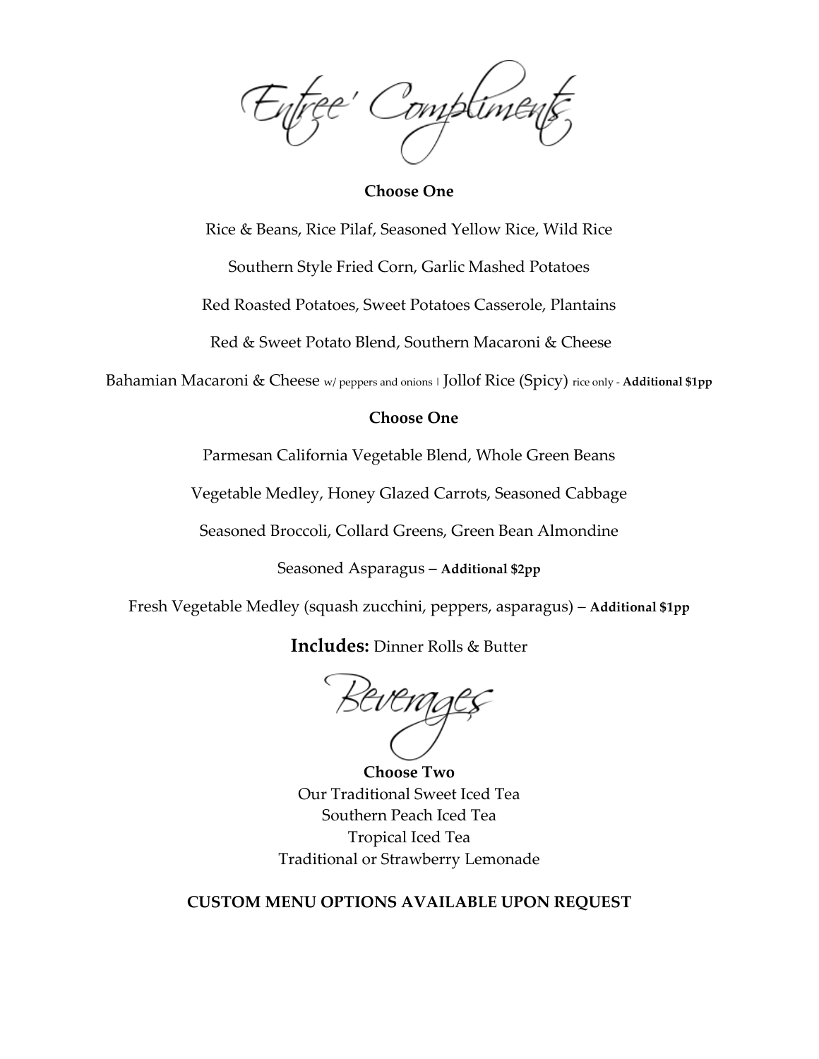# Entree' Compliments

**Choose One**

Rice & Beans, Rice Pilaf, Seasoned Yellow Rice, Wild Rice

Southern Style Fried Corn, Garlic Mashed Potatoes

Red Roasted Potatoes, Sweet Potatoes Casserole, Plantains

Red & Sweet Potato Blend, Southern Macaroni & Cheese

Bahamian Macaroni & Cheese w/ peppers and onions | Jollof Rice (Spicy) rice only - **Additional $1pp**

**Choose One**

Parmesan California Vegetable Blend, Whole Green Beans

Vegetable Medley, Honey Glazed Carrots, Seasoned Cabbage

Seasoned Broccoli, Collard Greens, Green Bean Almondine

Seasoned Asparagus – **Additional $2pp**

Fresh Vegetable Medley (squash zucchini, peppers, asparagus) – **Additional $1pp**

**Includes:** Dinner Rolls & Butter

# Beverages

**Choose Two**

Our Traditional Sweet Iced Tea
Southern Peach Iced Tea
Tropical Iced Tea
Traditional or Strawberry Lemonade

**CUSTOM MENU OPTIONS AVAILABLE UPON REQUEST**